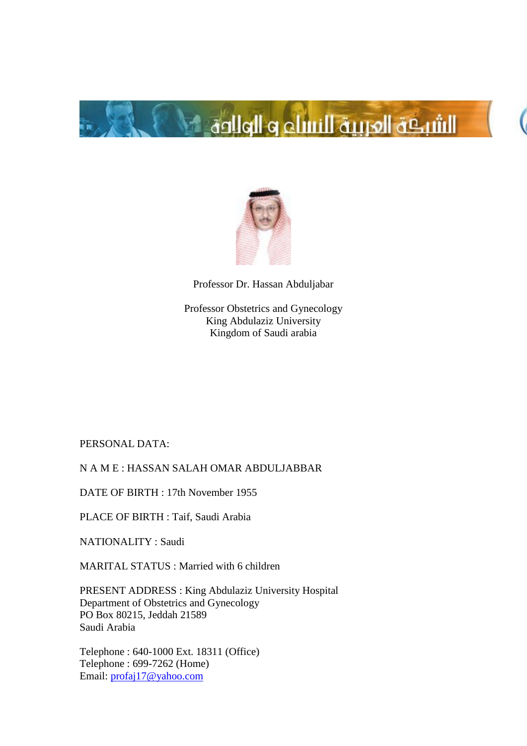الشبكة العربية للنساء و الولادة

Professor Dr. Hassan Abduljabar

Professor Obstetrics and Gynecology
King Abdulaziz University
Kingdom of Saudi arabia

PERSONAL DATA:

N A M E : HASSAN SALAH OMAR ABDULJABBAR

DATE OF BIRTH : 17th November 1955

PLACE OF BIRTH : Taif, Saudi Arabia

NATIONALITY : Saudi

MARITAL STATUS : Married with 6 children

PRESENT ADDRESS : King Abdulaziz University Hospital
Department of Obstetrics and Gynecology
PO Box 80215, Jeddah 21589
Saudi Arabia

Telephone : 640-1000 Ext. 18311 (Office)
Telephone : 699-7262 (Home)
Email: profaj17@yahoo.com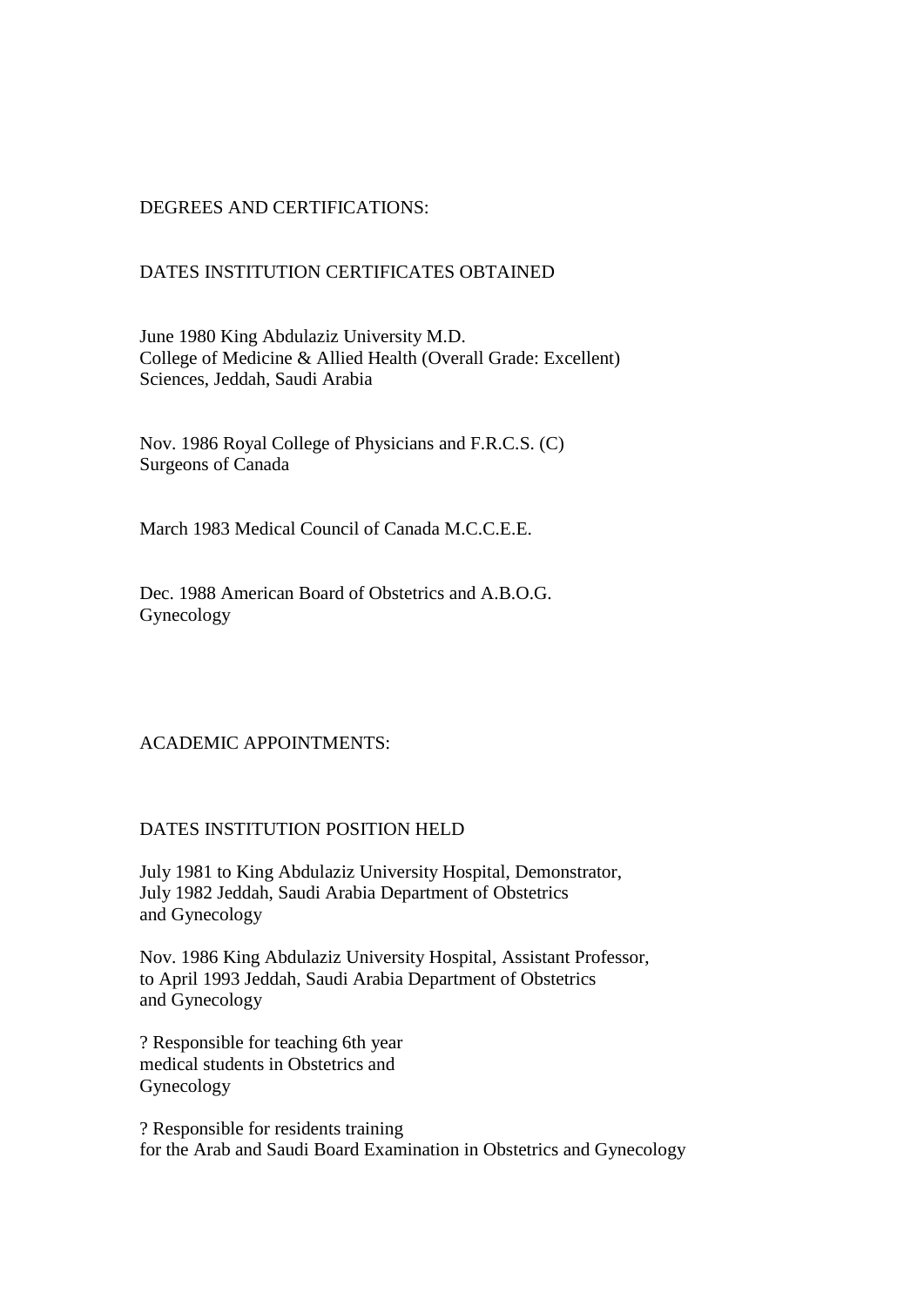DEGREES AND CERTIFICATIONS:

| DATES | INSTITUTION | CERTIFICATES OBTAINED |
|---|---|---|
| June 1980 | King Abdulaziz University College of Medicine & Allied Health Sciences, Jeddah, Saudi Arabia | M.D. (Overall Grade: Excellent) |
| Nov. 1986 | Royal College of Physicians and Surgeons of Canada | F.R.C.S. (C) |
| March 1983 | Medical Council of Canada | M.C.C.E.E. |
| Dec. 1988 | American Board of Obstetrics and Gynecology | A.B.O.G. |

ACADEMIC APPOINTMENTS:

| DATES | INSTITUTION | POSITION HELD |
|---|---|---|
| July 1981 to July 1982 | King Abdulaziz University Hospital, Jeddah, Saudi Arabia | Demonstrator, Department of Obstetrics and Gynecology |
| Nov. 1986 to April 1993 | King Abdulaziz University Hospital, Jeddah, Saudi Arabia | Assistant Professor, Department of Obstetrics and Gynecology |

? Responsible for teaching 6th year medical students in Obstetrics and Gynecology

? Responsible for residents training for the Arab and Saudi Board Examination in Obstetrics and Gynecology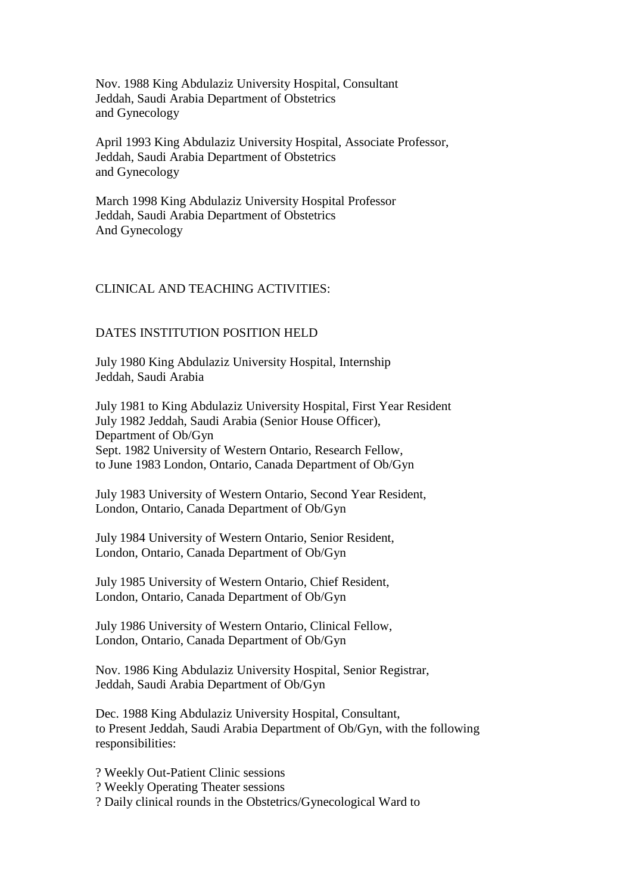Nov. 1988 King Abdulaziz University Hospital, Consultant
Jeddah, Saudi Arabia Department of Obstetrics
and Gynecology

April 1993 King Abdulaziz University Hospital, Associate Professor,
Jeddah, Saudi Arabia Department of Obstetrics
and Gynecology

March 1998 King Abdulaziz University Hospital Professor
Jeddah, Saudi Arabia Department of Obstetrics
And Gynecology

CLINICAL AND TEACHING ACTIVITIES:

DATES INSTITUTION POSITION HELD

July 1980 King Abdulaziz University Hospital, Internship
Jeddah, Saudi Arabia

July 1981 to King Abdulaziz University Hospital, First Year Resident
July 1982 Jeddah, Saudi Arabia (Senior House Officer),
Department of Ob/Gyn
Sept. 1982 University of Western Ontario, Research Fellow,
to June 1983 London, Ontario, Canada Department of Ob/Gyn

July 1983 University of Western Ontario, Second Year Resident,
London, Ontario, Canada Department of Ob/Gyn

July 1984 University of Western Ontario, Senior Resident,
London, Ontario, Canada Department of Ob/Gyn

July 1985 University of Western Ontario, Chief Resident,
London, Ontario, Canada Department of Ob/Gyn

July 1986 University of Western Ontario, Clinical Fellow,
London, Ontario, Canada Department of Ob/Gyn

Nov. 1986 King Abdulaziz University Hospital, Senior Registrar,
Jeddah, Saudi Arabia Department of Ob/Gyn

Dec. 1988 King Abdulaziz University Hospital, Consultant,
to Present Jeddah, Saudi Arabia Department of Ob/Gyn, with the following responsibilities:

? Weekly Out-Patient Clinic sessions
? Weekly Operating Theater sessions
? Daily clinical rounds in the Obstetrics/Gynecological Ward to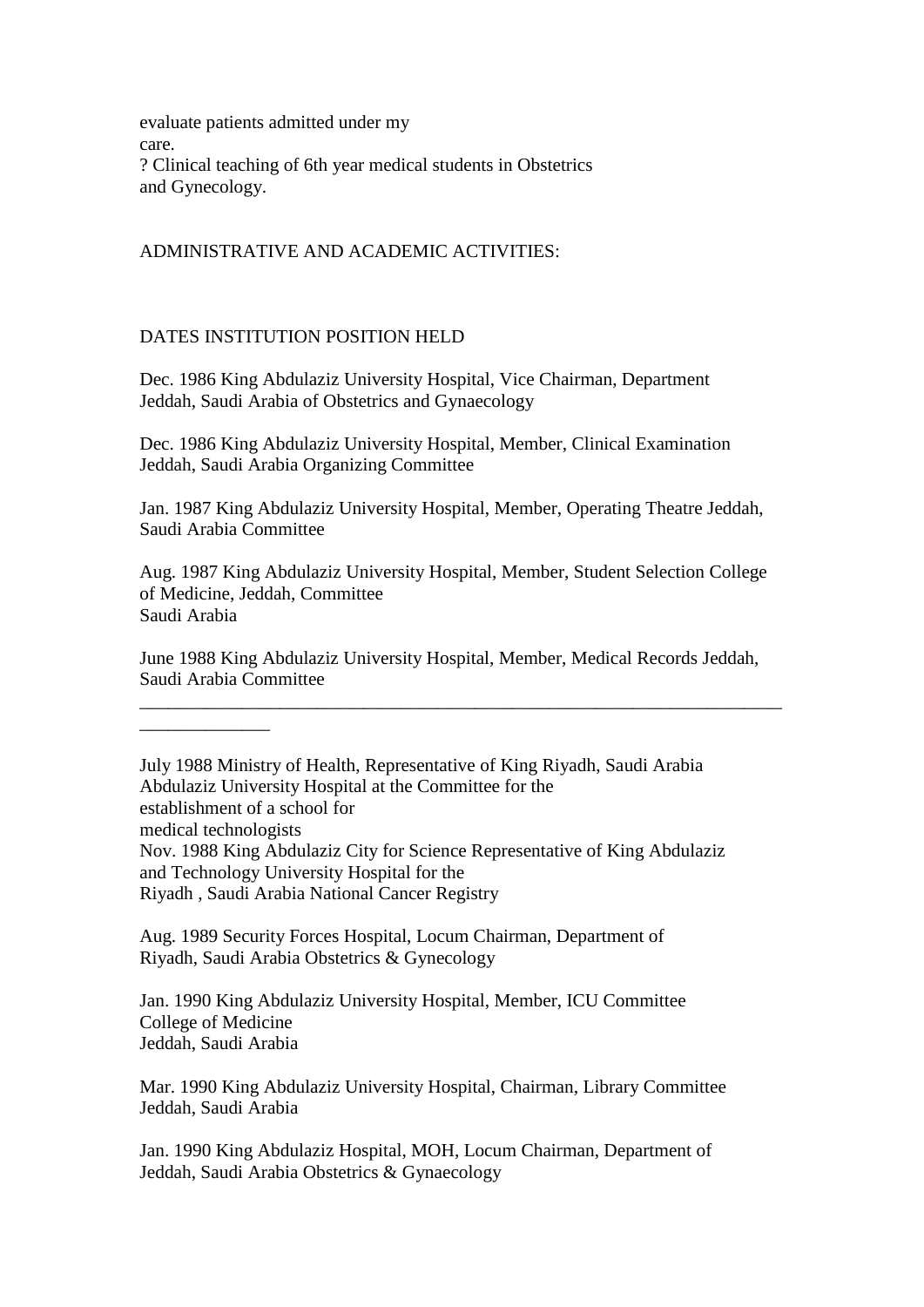evaluate patients admitted under my
care.
? Clinical teaching of 6th year medical students in Obstetrics
and Gynecology.

ADMINISTRATIVE AND ACADEMIC ACTIVITIES:

DATES INSTITUTION POSITION HELD

Dec. 1986 King Abdulaziz University Hospital, Vice Chairman, Department
Jeddah, Saudi Arabia of Obstetrics and Gynaecology

Dec. 1986 King Abdulaziz University Hospital, Member, Clinical Examination
Jeddah, Saudi Arabia Organizing Committee

Jan. 1987 King Abdulaziz University Hospital, Member, Operating Theatre Jeddah, Saudi Arabia Committee

Aug. 1987 King Abdulaziz University Hospital, Member, Student Selection College of Medicine, Jeddah, Committee
Saudi Arabia

June 1988 King Abdulaziz University Hospital, Member, Medical Records Jeddah, Saudi Arabia Committee

---

July 1988 Ministry of Health, Representative of King Riyadh, Saudi Arabia
Abdulaziz University Hospital at the Committee for the
establishment of a school for
medical technologists
Nov. 1988 King Abdulaziz City for Science Representative of King Abdulaziz
and Technology University Hospital for the
Riyadh , Saudi Arabia National Cancer Registry

Aug. 1989 Security Forces Hospital, Locum Chairman, Department of
Riyadh, Saudi Arabia Obstetrics & Gynecology

Jan. 1990 King Abdulaziz University Hospital, Member, ICU Committee
College of Medicine
Jeddah, Saudi Arabia

Mar. 1990 King Abdulaziz University Hospital, Chairman, Library Committee
Jeddah, Saudi Arabia

Jan. 1990 King Abdulaziz Hospital, MOH, Locum Chairman, Department of
Jeddah, Saudi Arabia Obstetrics & Gynaecology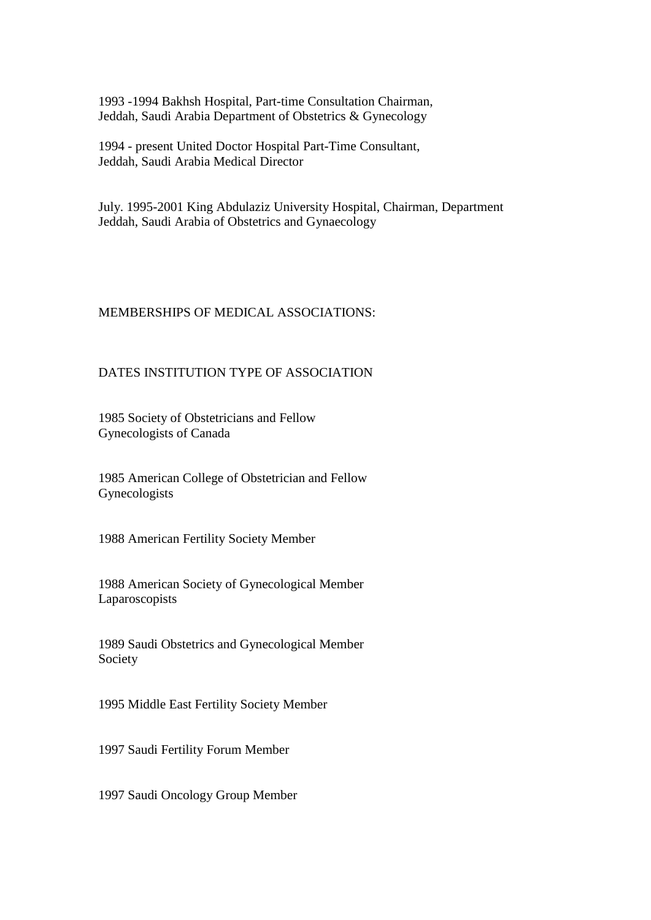1993 -1994 Bakhsh Hospital, Part-time Consultation Chairman,
Jeddah, Saudi Arabia Department of Obstetrics & Gynecology

1994 - present United Doctor Hospital Part-Time Consultant,
Jeddah, Saudi Arabia Medical Director

July. 1995-2001 King Abdulaziz University Hospital, Chairman, Department
Jeddah, Saudi Arabia of Obstetrics and Gynaecology

MEMBERSHIPS OF MEDICAL ASSOCIATIONS:

| DATES | INSTITUTION | TYPE OF ASSOCIATION |
|---|---|---|
| 1985 | Society of Obstetricians and Gynecologists of Canada | Fellow |
| 1985 | American College of Obstetrician and Gynecologists | Fellow |
| 1988 | American Fertility Society | Member |
| 1988 | American Society of Gynecological Laparoscopists | Member |
| 1989 | Saudi Obstetrics and Gynecological Society | Member |
| 1995 | Middle East Fertility Society | Member |
| 1997 | Saudi Fertility Forum | Member |
| 1997 | Saudi Oncology Group | Member |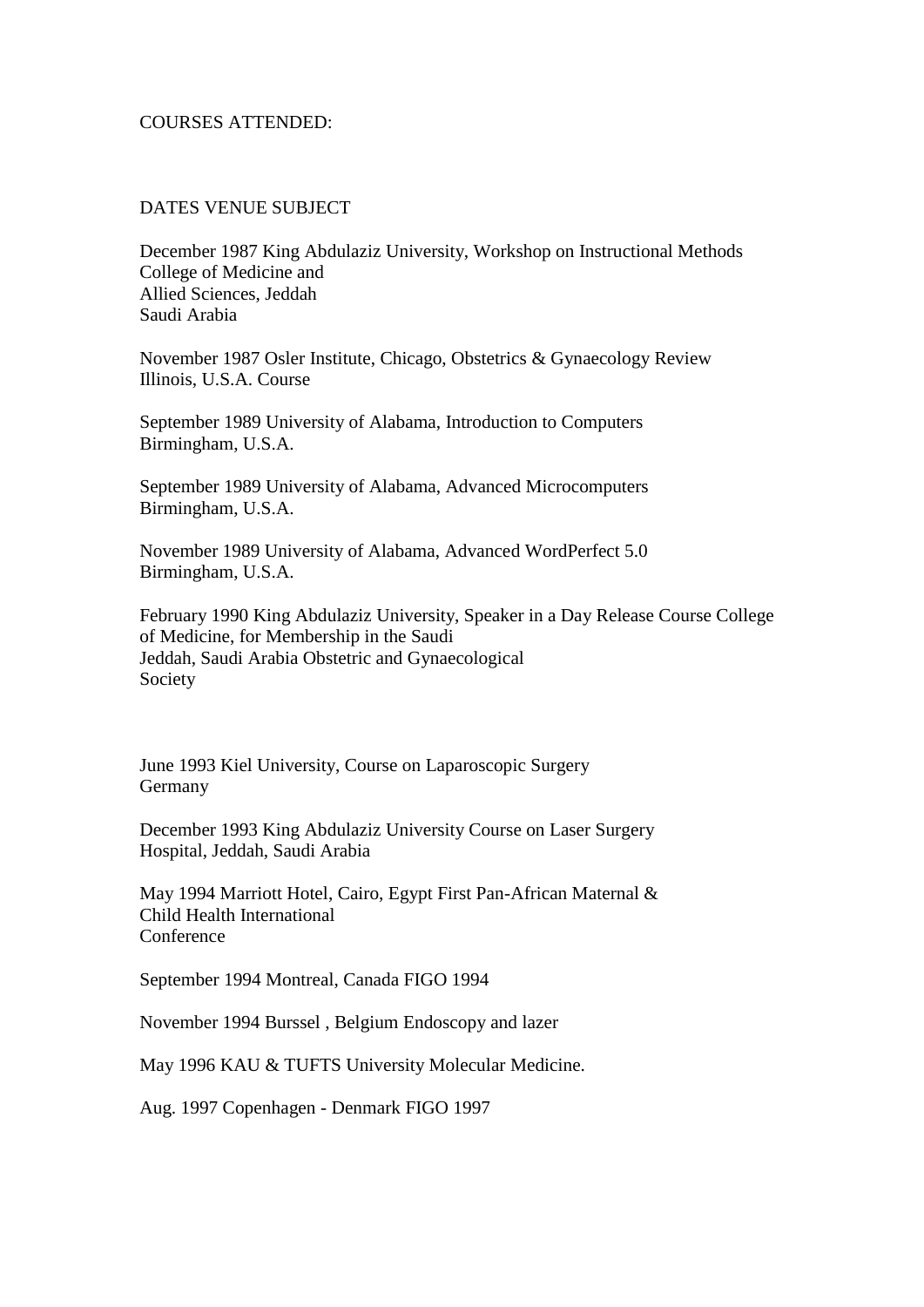COURSES ATTENDED:

| DATES | VENUE | SUBJECT |
|---|---|---|
| December 1987 | King Abdulaziz University, College of Medicine and Allied Sciences, Jeddah Saudi Arabia | Workshop on Instructional Methods |
| November 1987 | Osler Institute, Chicago, Illinois, U.S.A. | Obstetrics & Gynaecology Review Course |
| September 1989 | University of Alabama, Birmingham, U.S.A. | Introduction to Computers |
| September 1989 | University of Alabama, Birmingham, U.S.A. | Advanced Microcomputers |
| November 1989 | University of Alabama, Birmingham, U.S.A. | Advanced WordPerfect 5.0 |
| February 1990 | King Abdulaziz University, College of Medicine, Jeddah, Saudi Arabia | Speaker in a Day Release Course for Membership in the Saudi Obstetric and Gynaecological Society |
| June 1993 | Kiel University, Germany | Course on Laparoscopic Surgery |
| December 1993 | King Abdulaziz University Hospital, Jeddah, Saudi Arabia | Course on Laser Surgery |
| May 1994 | Marriott Hotel, Cairo, Egypt | First Pan-African Maternal & Child Health International Conference |
| September 1994 | Montreal, Canada | FIGO 1994 |
| November 1994 | Burssel , Belgium | Endoscopy and lazer |
| May 1996 | KAU & TUFTS University | Molecular Medicine. |
| Aug. 1997 | Copenhagen - Denmark | FIGO 1997 |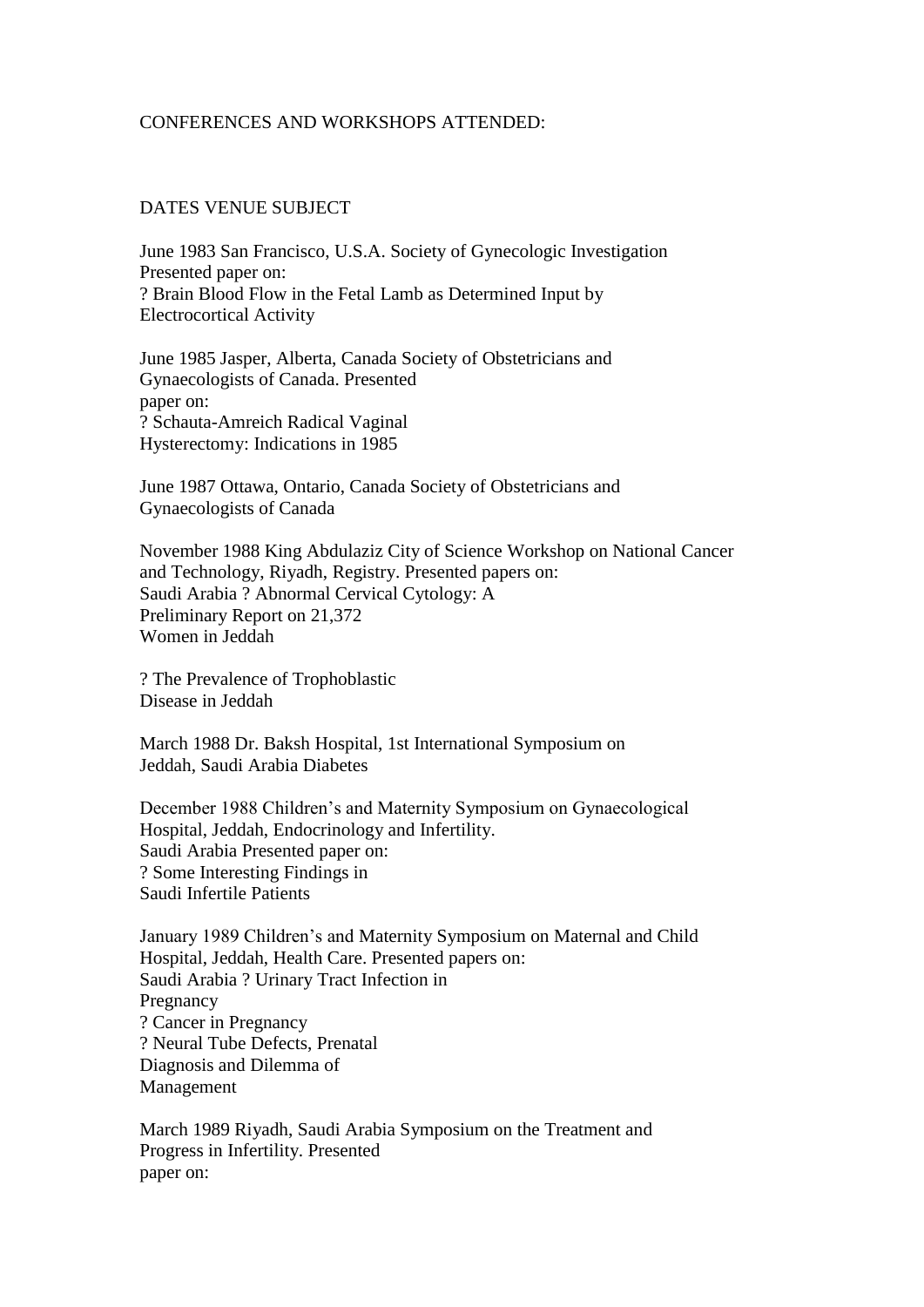CONFERENCES AND WORKSHOPS ATTENDED:

DATES VENUE SUBJECT

June 1983 San Francisco, U.S.A. Society of Gynecologic Investigation
Presented paper on:
? Brain Blood Flow in the Fetal Lamb as Determined Input by
Electrocortical Activity

June 1985 Jasper, Alberta, Canada Society of Obstetricians and
Gynaecologists of Canada. Presented
paper on:
? Schauta-Amreich Radical Vaginal
Hysterectomy: Indications in 1985

June 1987 Ottawa, Ontario, Canada Society of Obstetricians and
Gynaecologists of Canada

November 1988 King Abdulaziz City of Science Workshop on National Cancer
and Technology, Riyadh, Registry. Presented papers on:
Saudi Arabia ? Abnormal Cervical Cytology: A
Preliminary Report on 21,372
Women in Jeddah

? The Prevalence of Trophoblastic
Disease in Jeddah

March 1988 Dr. Baksh Hospital, 1st International Symposium on
Jeddah, Saudi Arabia Diabetes

December 1988 Children's and Maternity Symposium on Gynaecological
Hospital, Jeddah, Endocrinology and Infertility.
Saudi Arabia Presented paper on:
? Some Interesting Findings in
Saudi Infertile Patients

January 1989 Children's and Maternity Symposium on Maternal and Child
Hospital, Jeddah, Health Care. Presented papers on:
Saudi Arabia ? Urinary Tract Infection in
Pregnancy
? Cancer in Pregnancy
? Neural Tube Defects, Prenatal
Diagnosis and Dilemma of
Management

March 1989 Riyadh, Saudi Arabia Symposium on the Treatment and
Progress in Infertility. Presented
paper on: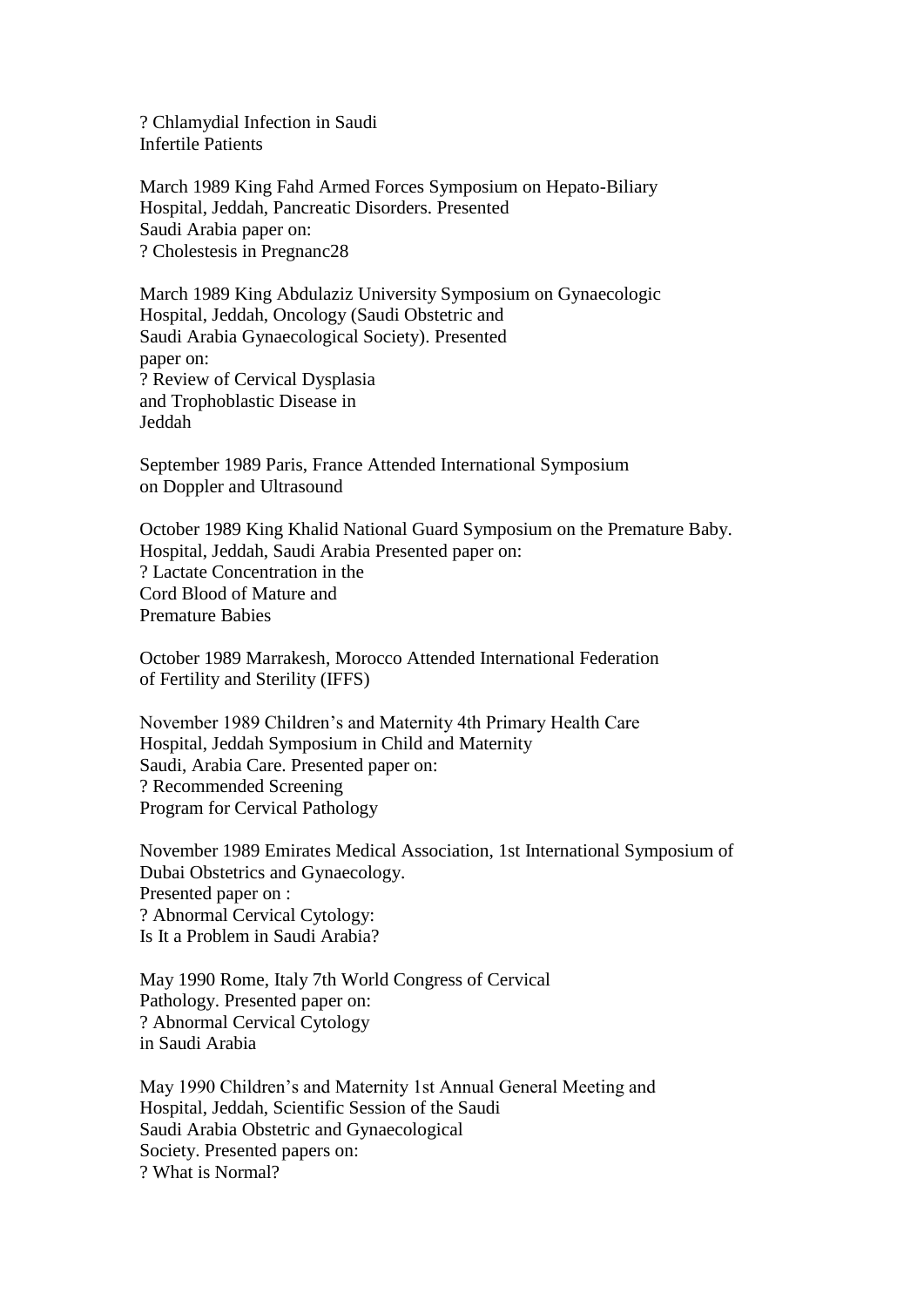? Chlamydial Infection in Saudi
Infertile Patients

March 1989 King Fahd Armed Forces Symposium on Hepato-Biliary
Hospital, Jeddah, Pancreatic Disorders. Presented
Saudi Arabia paper on:
? Cholestesis in Pregnanc28

March 1989 King Abdulaziz University Symposium on Gynaecologic
Hospital, Jeddah, Oncology (Saudi Obstetric and
Saudi Arabia Gynaecological Society). Presented
paper on:
? Review of Cervical Dysplasia
and Trophoblastic Disease in
Jeddah

September 1989 Paris, France Attended International Symposium
on Doppler and Ultrasound

October 1989 King Khalid National Guard Symposium on the Premature Baby.
Hospital, Jeddah, Saudi Arabia Presented paper on:
? Lactate Concentration in the
Cord Blood of Mature and
Premature Babies

October 1989 Marrakesh, Morocco Attended International Federation
of Fertility and Sterility (IFFS)

November 1989 Children's and Maternity 4th Primary Health Care
Hospital, Jeddah Symposium in Child and Maternity
Saudi, Arabia Care. Presented paper on:
? Recommended Screening
Program for Cervical Pathology

November 1989 Emirates Medical Association, 1st International Symposium of
Dubai Obstetrics and Gynaecology.
Presented paper on :
? Abnormal Cervical Cytology:
Is It a Problem in Saudi Arabia?

May 1990 Rome, Italy 7th World Congress of Cervical
Pathology. Presented paper on:
? Abnormal Cervical Cytology
in Saudi Arabia

May 1990 Children's and Maternity 1st Annual General Meeting and
Hospital, Jeddah, Scientific Session of the Saudi
Saudi Arabia Obstetric and Gynaecological
Society. Presented papers on:
? What is Normal?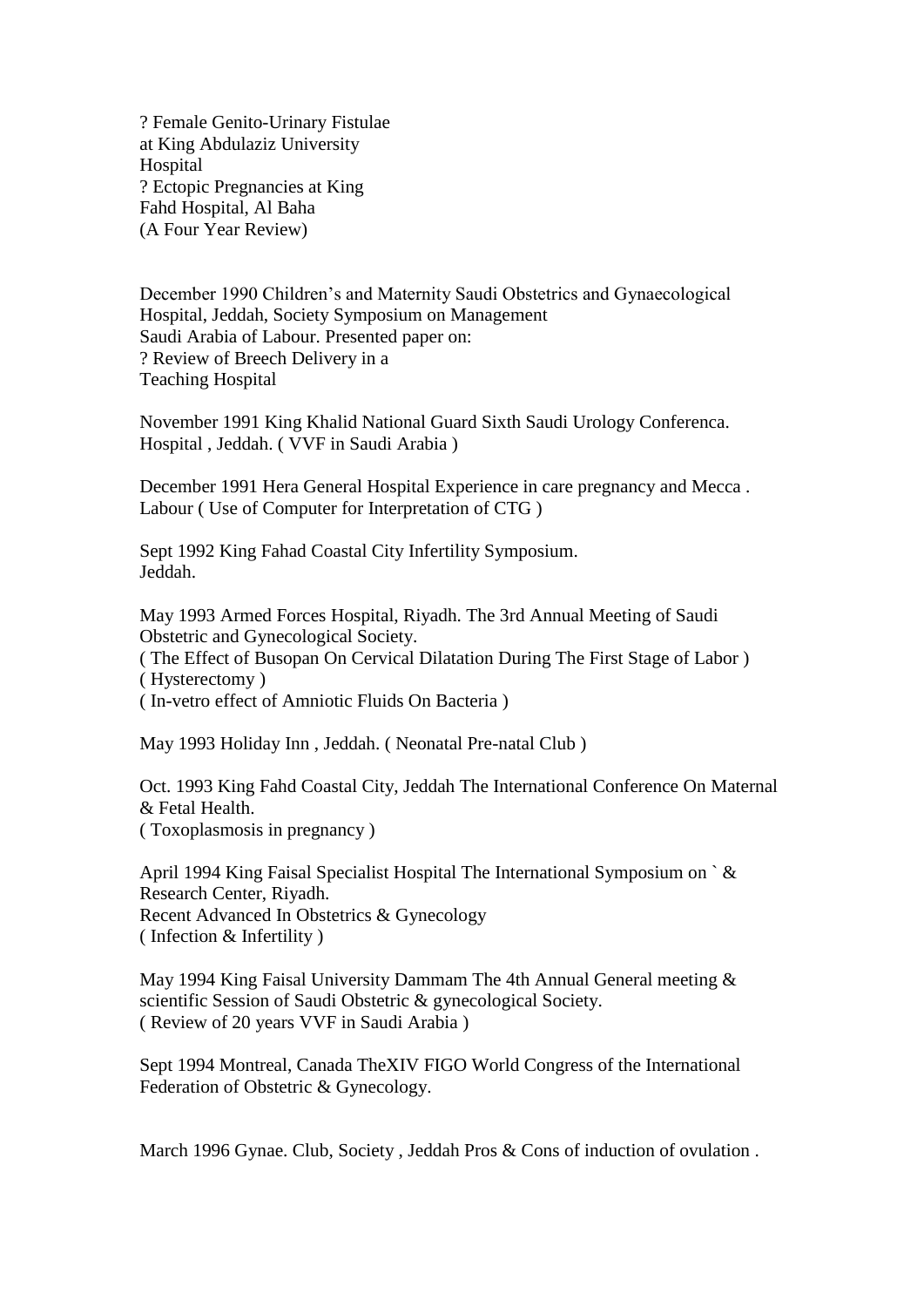? Female Genito-Urinary Fistulae
at King Abdulaziz University
Hospital
? Ectopic Pregnancies at King
Fahd Hospital, Al Baha
(A Four Year Review)

December 1990 Children's and Maternity Saudi Obstetrics and Gynaecological
Hospital, Jeddah, Society Symposium on Management
Saudi Arabia of Labour. Presented paper on:
? Review of Breech Delivery in a
Teaching Hospital

November 1991 King Khalid National Guard Sixth Saudi Urology Conferenca.
Hospital , Jeddah. ( VVF in Saudi Arabia )

December 1991 Hera General Hospital Experience in care pregnancy and Mecca .
Labour ( Use of Computer for Interpretation of CTG )

Sept 1992 King Fahad Coastal City Infertility Symposium.
Jeddah.

May 1993 Armed Forces Hospital, Riyadh. The 3rd Annual Meeting of Saudi
Obstetric and Gynecological Society.
( The Effect of Busopan On Cervical Dilatation During The First Stage of Labor )
( Hysterectomy )
( In-vetro effect of Amniotic Fluids On Bacteria )

May 1993 Holiday Inn , Jeddah. ( Neonatal Pre-natal Club )

Oct. 1993 King Fahd Coastal City, Jeddah The International Conference On Maternal
& Fetal Health.
( Toxoplasmosis in pregnancy )

April 1994 King Faisal Specialist Hospital The International Symposium on ` &
Research Center, Riyadh.
Recent Advanced In Obstetrics & Gynecology
( Infection & Infertility )

May 1994 King Faisal University Dammam The 4th Annual General meeting &
scientific Session of Saudi Obstetric & gynecological Society.
( Review of 20 years VVF in Saudi Arabia )

Sept 1994 Montreal, Canada TheXIV FIGO World Congress of the International
Federation of Obstetric & Gynecology.

March 1996 Gynae. Club, Society , Jeddah Pros & Cons of induction of ovulation .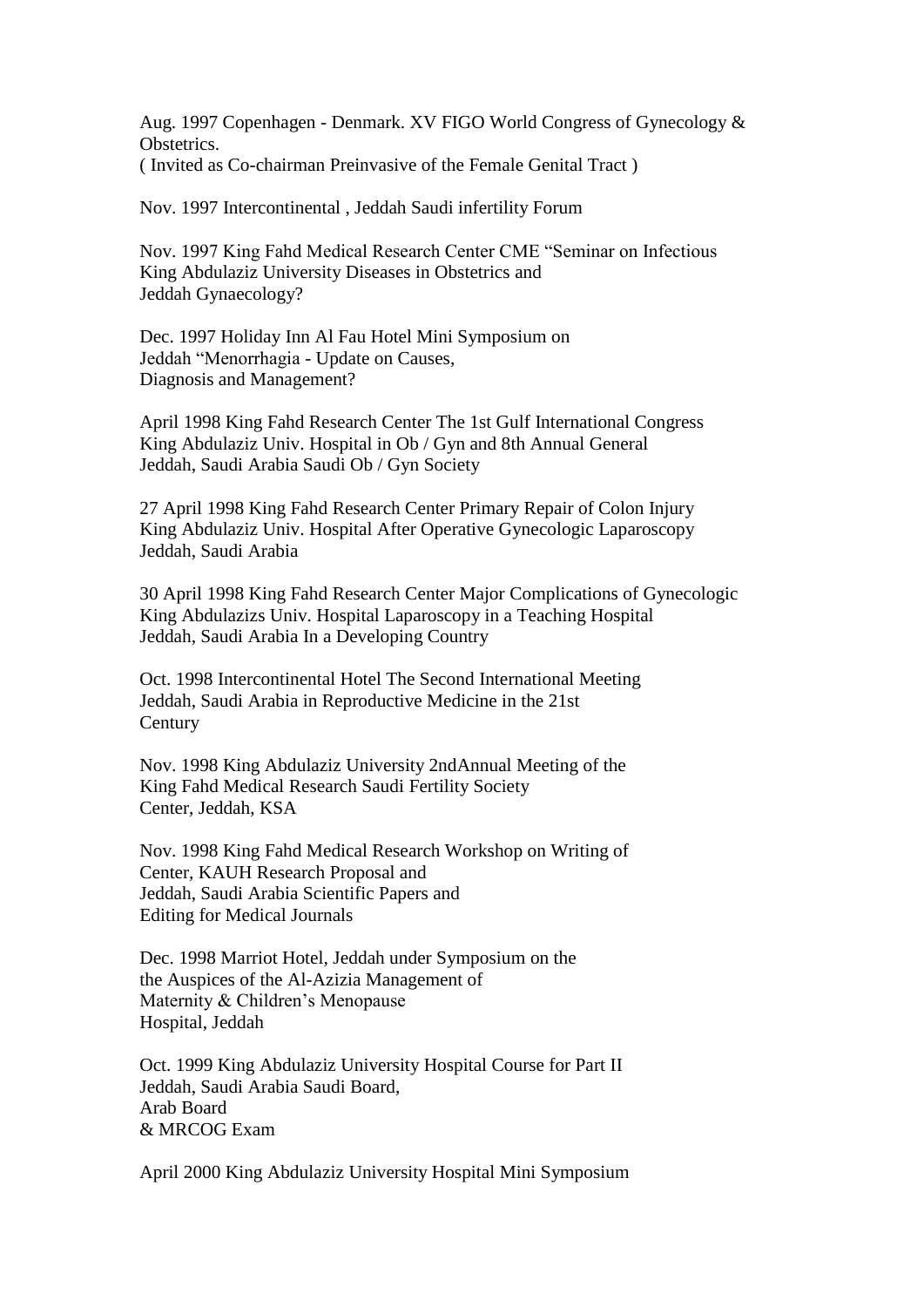Aug. 1997 Copenhagen - Denmark. XV FIGO World Congress of Gynecology & Obstetrics.
( Invited as Co-chairman Preinvasive of the Female Genital Tract )

Nov. 1997 Intercontinental , Jeddah Saudi infertility Forum

Nov. 1997 King Fahd Medical Research Center CME “Seminar on Infectious
King Abdulaziz University Diseases in Obstetrics and
Jeddah Gynaecology?

Dec. 1997 Holiday Inn Al Fau Hotel Mini Symposium on
Jeddah “Menorrhagia - Update on Causes,
Diagnosis and Management?

April 1998 King Fahd Research Center The 1st Gulf International Congress
King Abdulaziz Univ. Hospital in Ob / Gyn and 8th Annual General
Jeddah, Saudi Arabia Saudi Ob / Gyn Society

27 April 1998 King Fahd Research Center Primary Repair of Colon Injury
King Abdulaziz Univ. Hospital After Operative Gynecologic Laparoscopy
Jeddah, Saudi Arabia

30 April 1998 King Fahd Research Center Major Complications of Gynecologic
King Abdulazizs Univ. Hospital Laparoscopy in a Teaching Hospital
Jeddah, Saudi Arabia In a Developing Country

Oct. 1998 Intercontinental Hotel The Second International Meeting
Jeddah, Saudi Arabia in Reproductive Medicine in the 21st
Century

Nov. 1998 King Abdulaziz University 2ndAnnual Meeting of the
King Fahd Medical Research Saudi Fertility Society
Center, Jeddah, KSA

Nov. 1998 King Fahd Medical Research Workshop on Writing of
Center, KAUH Research Proposal and
Jeddah, Saudi Arabia Scientific Papers and
Editing for Medical Journals

Dec. 1998 Marriot Hotel, Jeddah under Symposium on the
the Auspices of the Al-Azizia Management of
Maternity & Children’s Menopause
Hospital, Jeddah

Oct. 1999 King Abdulaziz University Hospital Course for Part II
Jeddah, Saudi Arabia Saudi Board,
Arab Board
& MRCOG Exam

April 2000 King Abdulaziz University Hospital Mini Symposium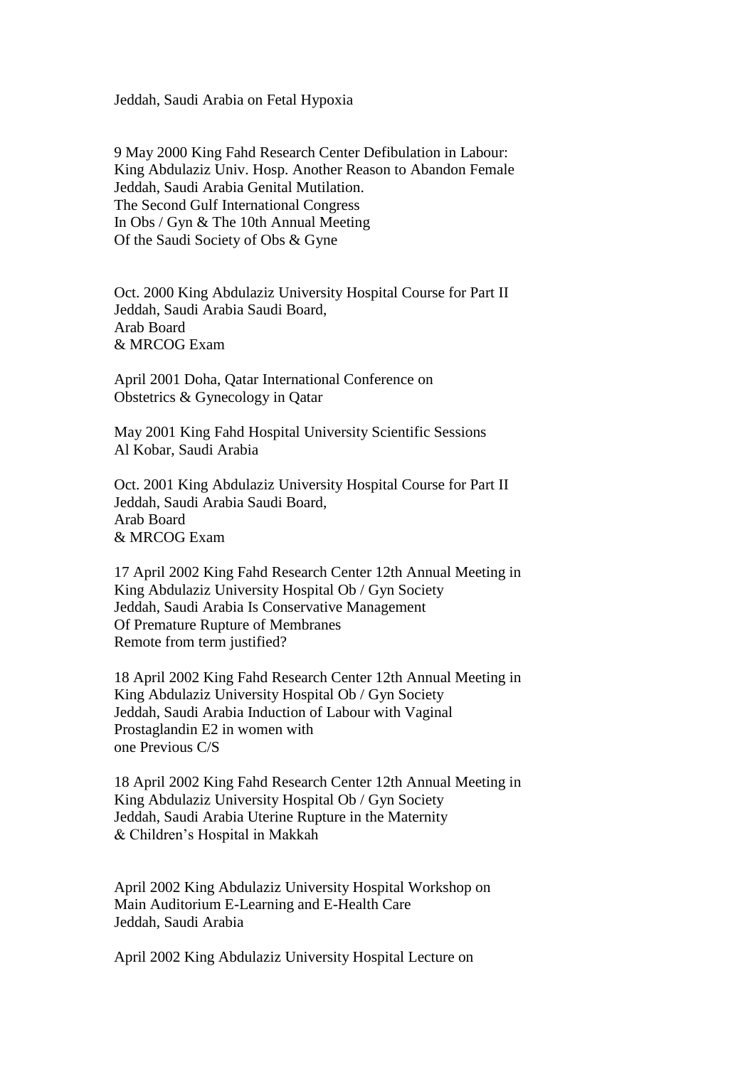Jeddah, Saudi Arabia on Fetal Hypoxia

9 May 2000 King Fahd Research Center Defibulation in Labour:
King Abdulaziz Univ. Hosp. Another Reason to Abandon Female
Jeddah, Saudi Arabia Genital Mutilation.
The Second Gulf International Congress
In Obs / Gyn & The 10th Annual Meeting
Of the Saudi Society of Obs & Gyne

Oct. 2000 King Abdulaziz University Hospital Course for Part II
Jeddah, Saudi Arabia Saudi Board,
Arab Board
& MRCOG Exam

April 2001 Doha, Qatar International Conference on
Obstetrics & Gynecology in Qatar

May 2001 King Fahd Hospital University Scientific Sessions
Al Kobar, Saudi Arabia

Oct. 2001 King Abdulaziz University Hospital Course for Part II
Jeddah, Saudi Arabia Saudi Board,
Arab Board
& MRCOG Exam

17 April 2002 King Fahd Research Center 12th Annual Meeting in
King Abdulaziz University Hospital Ob / Gyn Society
Jeddah, Saudi Arabia Is Conservative Management
Of Premature Rupture of Membranes
Remote from term justified?

18 April 2002 King Fahd Research Center 12th Annual Meeting in
King Abdulaziz University Hospital Ob / Gyn Society
Jeddah, Saudi Arabia Induction of Labour with Vaginal
Prostaglandin E2 in women with
one Previous C/S

18 April 2002 King Fahd Research Center 12th Annual Meeting in
King Abdulaziz University Hospital Ob / Gyn Society
Jeddah, Saudi Arabia Uterine Rupture in the Maternity
& Children's Hospital in Makkah

April 2002 King Abdulaziz University Hospital Workshop on
Main Auditorium E-Learning and E-Health Care
Jeddah, Saudi Arabia

April 2002 King Abdulaziz University Hospital Lecture on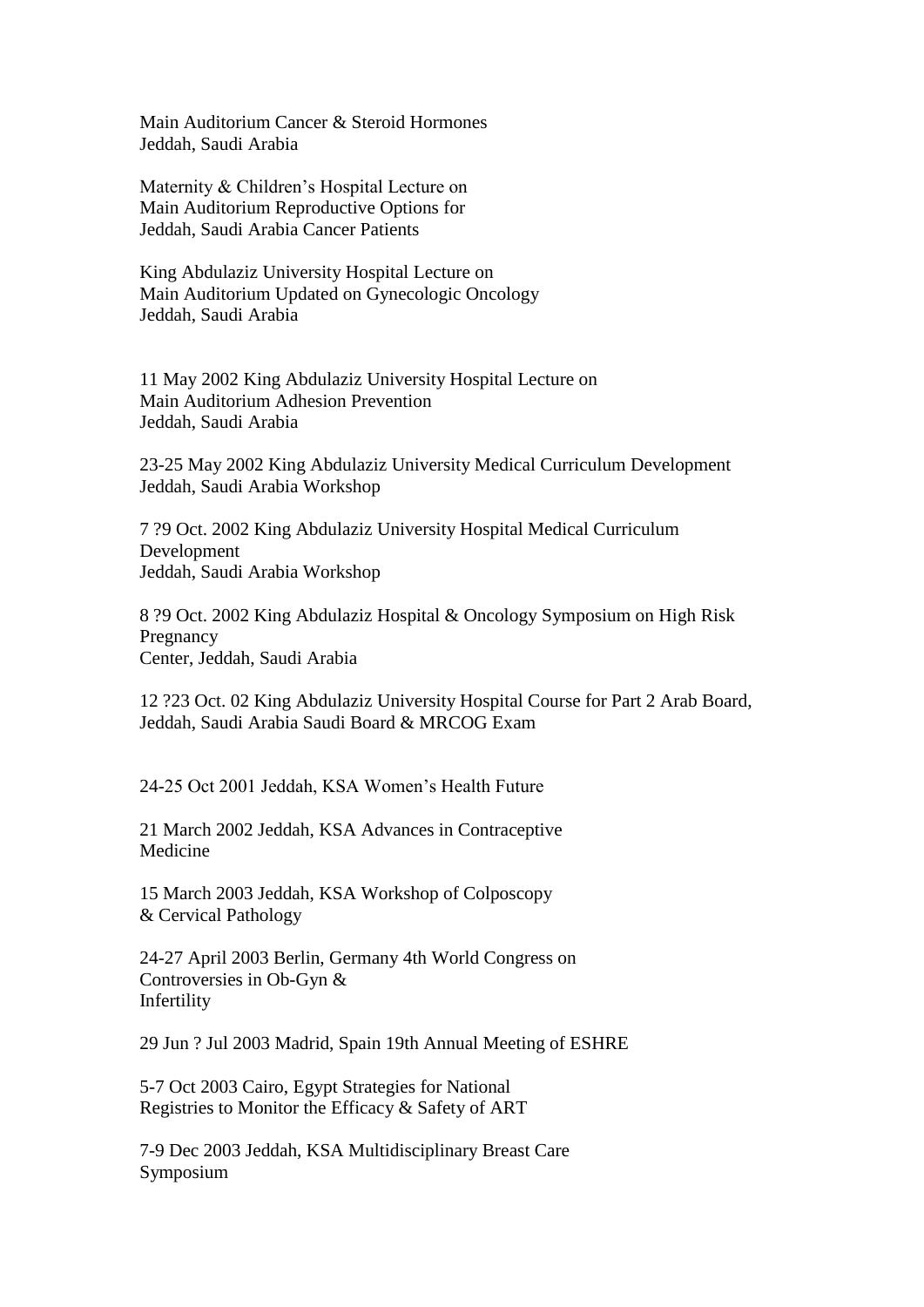Main Auditorium Cancer & Steroid Hormones
Jeddah, Saudi Arabia

Maternity & Children's Hospital Lecture on
Main Auditorium Reproductive Options for
Jeddah, Saudi Arabia Cancer Patients

King Abdulaziz University Hospital Lecture on
Main Auditorium Updated on Gynecologic Oncology
Jeddah, Saudi Arabia

11 May 2002 King Abdulaziz University Hospital Lecture on
Main Auditorium Adhesion Prevention
Jeddah, Saudi Arabia

23-25 May 2002 King Abdulaziz University Medical Curriculum Development
Jeddah, Saudi Arabia Workshop

7 ?9 Oct. 2002 King Abdulaziz University Hospital Medical Curriculum Development
Jeddah, Saudi Arabia Workshop

8 ?9 Oct. 2002 King Abdulaziz Hospital & Oncology Symposium on High Risk Pregnancy
Center, Jeddah, Saudi Arabia

12 ?23 Oct. 02 King Abdulaziz University Hospital Course for Part 2 Arab Board,
Jeddah, Saudi Arabia Saudi Board & MRCOG Exam

24-25 Oct 2001 Jeddah, KSA Women's Health Future

21 March 2002 Jeddah, KSA Advances in Contraceptive
Medicine

15 March 2003 Jeddah, KSA Workshop of Colposcopy
& Cervical Pathology

24-27 April 2003 Berlin, Germany 4th World Congress on
Controversies in Ob-Gyn &
Infertility

29 Jun ? Jul 2003 Madrid, Spain 19th Annual Meeting of ESHRE

5-7 Oct 2003 Cairo, Egypt Strategies for National
Registries to Monitor the Efficacy & Safety of ART

7-9 Dec 2003 Jeddah, KSA Multidisciplinary Breast Care
Symposium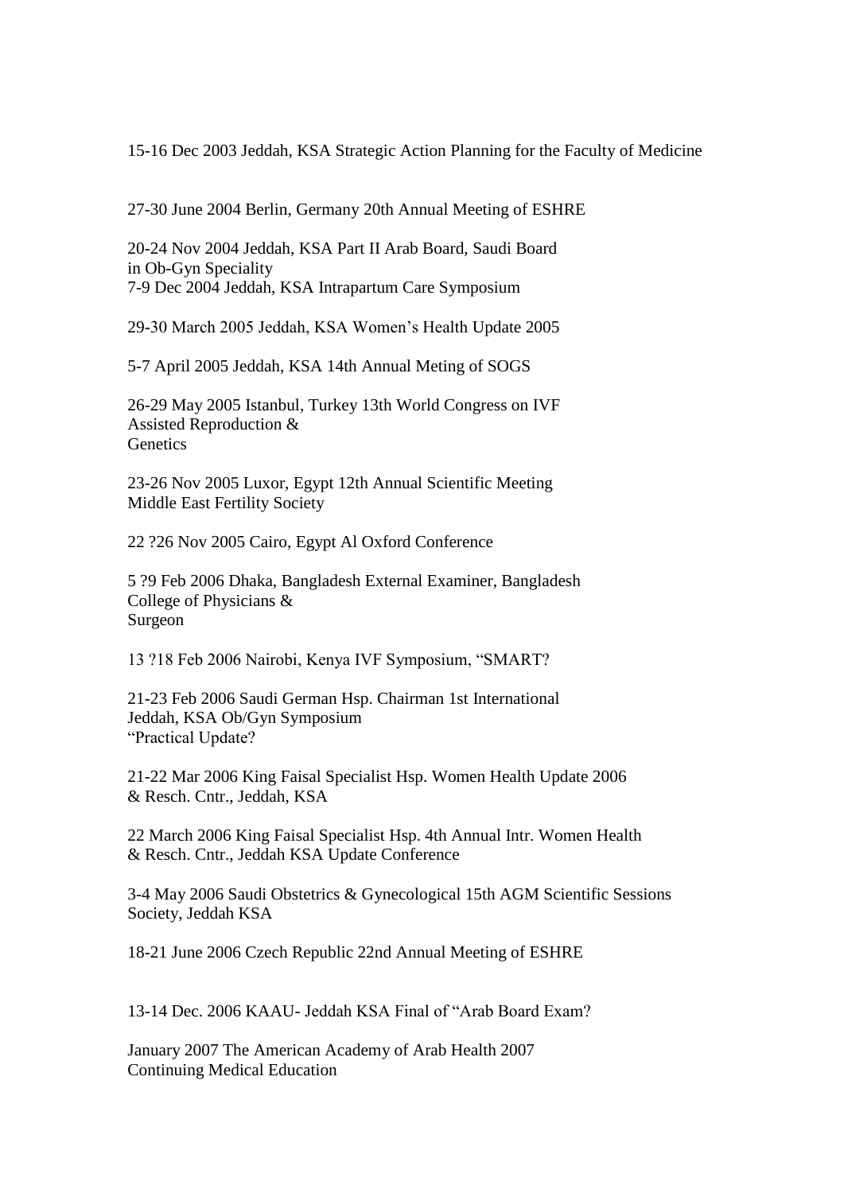15-16 Dec 2003 Jeddah, KSA Strategic Action Planning for the Faculty of Medicine

27-30 June 2004 Berlin, Germany 20th Annual Meeting of ESHRE

20-24 Nov 2004 Jeddah, KSA Part II Arab Board, Saudi Board
in Ob-Gyn Speciality
7-9 Dec 2004 Jeddah, KSA Intrapartum Care Symposium

29-30 March 2005 Jeddah, KSA Women's Health Update 2005

5-7 April 2005 Jeddah, KSA 14th Annual Meting of SOGS

26-29 May 2005 Istanbul, Turkey 13th World Congress on IVF
Assisted Reproduction &
Genetics

23-26 Nov 2005 Luxor, Egypt 12th Annual Scientific Meeting
Middle East Fertility Society

22 ?26 Nov 2005 Cairo, Egypt Al Oxford Conference

5 ?9 Feb 2006 Dhaka, Bangladesh External Examiner, Bangladesh
College of Physicians &
Surgeon

13 ?18 Feb 2006 Nairobi, Kenya IVF Symposium, "SMART?

21-23 Feb 2006 Saudi German Hsp. Chairman 1st International
Jeddah, KSA Ob/Gyn Symposium
"Practical Update?

21-22 Mar 2006 King Faisal Specialist Hsp. Women Health Update 2006
& Resch. Cntr., Jeddah, KSA

22 March 2006 King Faisal Specialist Hsp. 4th Annual Intr. Women Health
& Resch. Cntr., Jeddah KSA Update Conference

3-4 May 2006 Saudi Obstetrics & Gynecological 15th AGM Scientific Sessions
Society, Jeddah KSA

18-21 June 2006 Czech Republic 22nd Annual Meeting of ESHRE

13-14 Dec. 2006 KAAU- Jeddah KSA Final of "Arab Board Exam?

January 2007 The American Academy of Arab Health 2007
Continuing Medical Education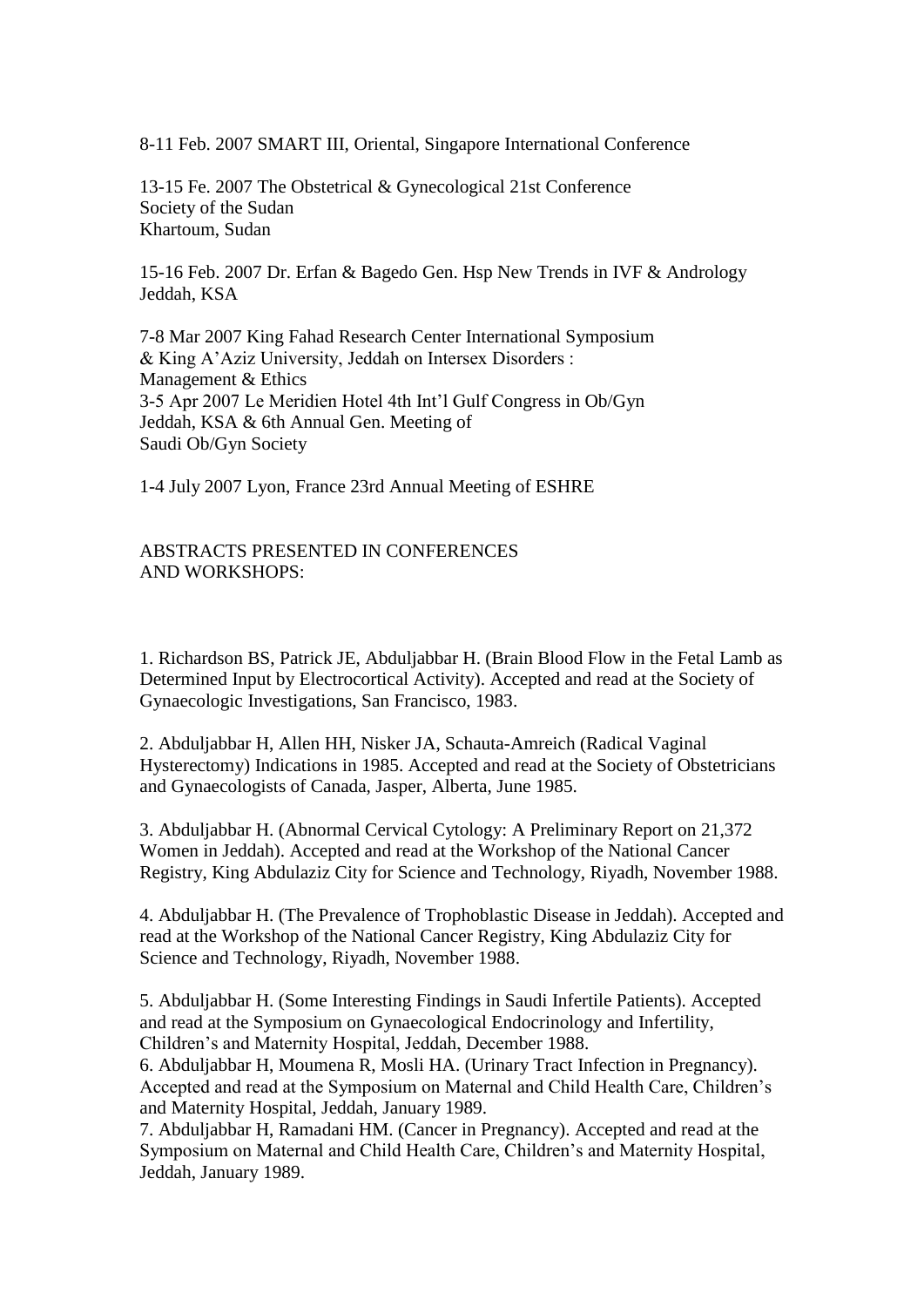8-11 Feb. 2007 SMART III, Oriental, Singapore International Conference

13-15 Fe. 2007 The Obstetrical & Gynecological 21st Conference
Society of the Sudan
Khartoum, Sudan

15-16 Feb. 2007 Dr. Erfan & Bagedo Gen. Hsp New Trends in IVF & Andrology
Jeddah, KSA

7-8 Mar 2007 King Fahad Research Center International Symposium
& King A'Aziz University, Jeddah on Intersex Disorders :
Management & Ethics
3-5 Apr 2007 Le Meridien Hotel 4th Int'l Gulf Congress in Ob/Gyn
Jeddah, KSA & 6th Annual Gen. Meeting of
Saudi Ob/Gyn Society

1-4 July 2007 Lyon, France 23rd Annual Meeting of ESHRE

ABSTRACTS PRESENTED IN CONFERENCES
AND WORKSHOPS:

1. Richardson BS, Patrick JE, Abduljabbar H. (Brain Blood Flow in the Fetal Lamb as Determined Input by Electrocortical Activity). Accepted and read at the Society of Gynaecologic Investigations, San Francisco, 1983.

2. Abduljabbar H, Allen HH, Nisker JA, Schauta-Amreich (Radical Vaginal Hysterectomy) Indications in 1985. Accepted and read at the Society of Obstetricians and Gynaecologists of Canada, Jasper, Alberta, June 1985.

3. Abduljabbar H. (Abnormal Cervical Cytology: A Preliminary Report on 21,372 Women in Jeddah). Accepted and read at the Workshop of the National Cancer Registry, King Abdulaziz City for Science and Technology, Riyadh, November 1988.

4. Abduljabbar H. (The Prevalence of Trophoblastic Disease in Jeddah). Accepted and read at the Workshop of the National Cancer Registry, King Abdulaziz City for Science and Technology, Riyadh, November 1988.

5. Abduljabbar H. (Some Interesting Findings in Saudi Infertile Patients). Accepted and read at the Symposium on Gynaecological Endocrinology and Infertility, Children's and Maternity Hospital, Jeddah, December 1988.

6. Abduljabbar H, Moumena R, Mosli HA. (Urinary Tract Infection in Pregnancy). Accepted and read at the Symposium on Maternal and Child Health Care, Children's and Maternity Hospital, Jeddah, January 1989.

7. Abduljabbar H, Ramadani HM. (Cancer in Pregnancy). Accepted and read at the Symposium on Maternal and Child Health Care, Children's and Maternity Hospital, Jeddah, January 1989.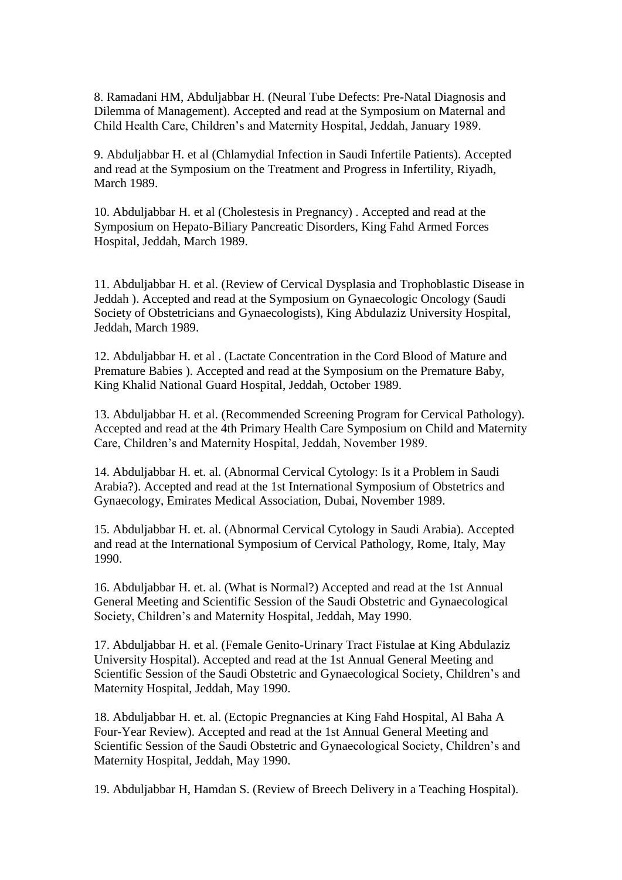8. Ramadani HM, Abduljabbar H. (Neural Tube Defects: Pre-Natal Diagnosis and Dilemma of Management). Accepted and read at the Symposium on Maternal and Child Health Care, Children's and Maternity Hospital, Jeddah, January 1989.

9. Abduljabbar H. et al (Chlamydial Infection in Saudi Infertile Patients). Accepted and read at the Symposium on the Treatment and Progress in Infertility, Riyadh, March 1989.

10. Abduljabbar H. et al (Cholestesis in Pregnancy) . Accepted and read at the Symposium on Hepato-Biliary Pancreatic Disorders, King Fahd Armed Forces Hospital, Jeddah, March 1989.

11. Abduljabbar H. et al. (Review of Cervical Dysplasia and Trophoblastic Disease in Jeddah ). Accepted and read at the Symposium on Gynaecologic Oncology (Saudi Society of Obstetricians and Gynaecologists), King Abdulaziz University Hospital, Jeddah, March 1989.

12. Abduljabbar H. et al . (Lactate Concentration in the Cord Blood of Mature and Premature Babies ). Accepted and read at the Symposium on the Premature Baby, King Khalid National Guard Hospital, Jeddah, October 1989.

13. Abduljabbar H. et al. (Recommended Screening Program for Cervical Pathology). Accepted and read at the 4th Primary Health Care Symposium on Child and Maternity Care, Children's and Maternity Hospital, Jeddah, November 1989.

14. Abduljabbar H. et. al. (Abnormal Cervical Cytology: Is it a Problem in Saudi Arabia?). Accepted and read at the 1st International Symposium of Obstetrics and Gynaecology, Emirates Medical Association, Dubai, November 1989.

15. Abduljabbar H. et. al. (Abnormal Cervical Cytology in Saudi Arabia). Accepted and read at the International Symposium of Cervical Pathology, Rome, Italy, May 1990.

16. Abduljabbar H. et. al. (What is Normal?) Accepted and read at the 1st Annual General Meeting and Scientific Session of the Saudi Obstetric and Gynaecological Society, Children's and Maternity Hospital, Jeddah, May 1990.

17. Abduljabbar H. et al. (Female Genito-Urinary Tract Fistulae at King Abdulaziz University Hospital). Accepted and read at the 1st Annual General Meeting and Scientific Session of the Saudi Obstetric and Gynaecological Society, Children's and Maternity Hospital, Jeddah, May 1990.

18. Abduljabbar H. et. al. (Ectopic Pregnancies at King Fahd Hospital, Al Baha A Four-Year Review). Accepted and read at the 1st Annual General Meeting and Scientific Session of the Saudi Obstetric and Gynaecological Society, Children's and Maternity Hospital, Jeddah, May 1990.

19. Abduljabbar H, Hamdan S. (Review of Breech Delivery in a Teaching Hospital).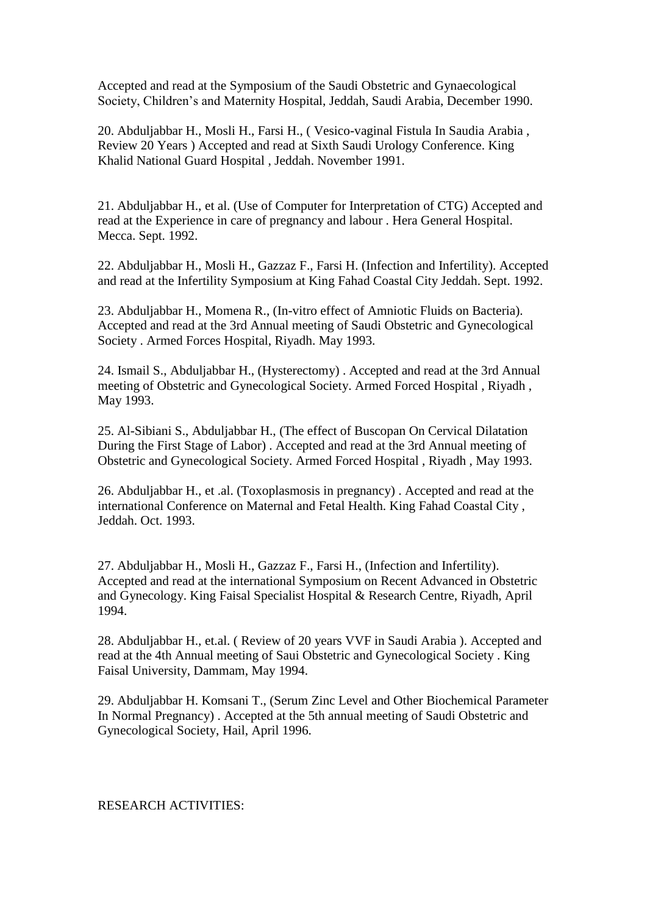Accepted and read at the Symposium of the Saudi Obstetric and Gynaecological Society, Children's and Maternity Hospital, Jeddah, Saudi Arabia, December 1990.

20. Abduljabbar H., Mosli H., Farsi H., ( Vesico-vaginal Fistula In Saudia Arabia , Review 20 Years ) Accepted and read at Sixth Saudi Urology Conference. King Khalid National Guard Hospital , Jeddah. November 1991.

21. Abduljabbar H., et al. (Use of Computer for Interpretation of CTG) Accepted and read at the Experience in care of pregnancy and labour . Hera General Hospital. Mecca. Sept. 1992.

22. Abduljabbar H., Mosli H., Gazzaz F., Farsi H. (Infection and Infertility). Accepted and read at the Infertility Symposium at King Fahad Coastal City Jeddah. Sept. 1992.

23. Abduljabbar H., Momena R., (In-vitro effect of Amniotic Fluids on Bacteria). Accepted and read at the 3rd Annual meeting of Saudi Obstetric and Gynecological Society . Armed Forces Hospital, Riyadh. May 1993.

24. Ismail S., Abduljabbar H., (Hysterectomy) . Accepted and read at the 3rd Annual meeting of Obstetric and Gynecological Society. Armed Forced Hospital , Riyadh , May 1993.

25. Al-Sibiani S., Abduljabbar H., (The effect of Buscopan On Cervical Dilatation During the First Stage of Labor) . Accepted and read at the 3rd Annual meeting of Obstetric and Gynecological Society. Armed Forced Hospital , Riyadh , May 1993.

26. Abduljabbar H., et .al. (Toxoplasmosis in pregnancy) . Accepted and read at the international Conference on Maternal and Fetal Health. King Fahad Coastal City , Jeddah. Oct. 1993.

27. Abduljabbar H., Mosli H., Gazzaz F., Farsi H., (Infection and Infertility). Accepted and read at the international Symposium on Recent Advanced in Obstetric and Gynecology. King Faisal Specialist Hospital & Research Centre, Riyadh, April 1994.

28. Abduljabbar H., et.al. ( Review of 20 years VVF in Saudi Arabia ). Accepted and read at the 4th Annual meeting of Saui Obstetric and Gynecological Society . King Faisal University, Dammam, May 1994.

29. Abduljabbar H. Komsani T., (Serum Zinc Level and Other Biochemical Parameter In Normal Pregnancy) . Accepted at the 5th annual meeting of Saudi Obstetric and Gynecological Society, Hail, April 1996.

RESEARCH ACTIVITIES: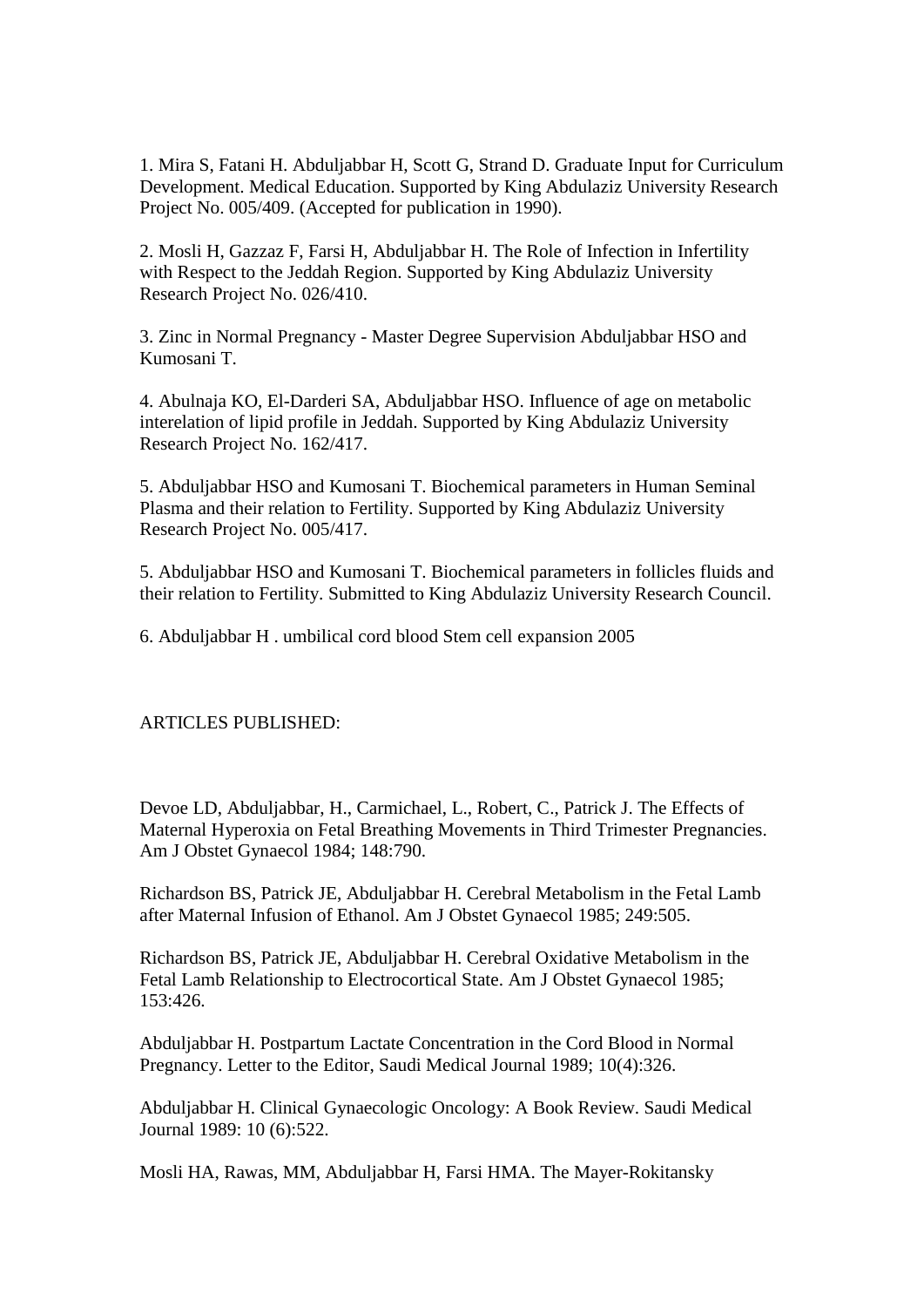1. Mira S, Fatani H. Abduljabbar H, Scott G, Strand D. Graduate Input for Curriculum Development. Medical Education. Supported by King Abdulaziz University Research Project No. 005/409. (Accepted for publication in 1990).

2. Mosli H, Gazzaz F, Farsi H, Abduljabbar H. The Role of Infection in Infertility with Respect to the Jeddah Region. Supported by King Abdulaziz University Research Project No. 026/410.

3. Zinc in Normal Pregnancy - Master Degree Supervision Abduljabbar HSO and Kumosani T.

4. Abulnaja KO, El-Darderi SA, Abduljabbar HSO. Influence of age on metabolic interelation of lipid profile in Jeddah. Supported by King Abdulaziz University Research Project No. 162/417.

5. Abduljabbar HSO and Kumosani T. Biochemical parameters in Human Seminal Plasma and their relation to Fertility. Supported by King Abdulaziz University Research Project No. 005/417.

5. Abduljabbar HSO and Kumosani T. Biochemical parameters in follicles fluids and their relation to Fertility. Submitted to King Abdulaziz University Research Council.

6. Abduljabbar H . umbilical cord blood Stem cell expansion 2005

ARTICLES PUBLISHED:

Devoe LD, Abduljabbar, H., Carmichael, L., Robert, C., Patrick J. The Effects of Maternal Hyperoxia on Fetal Breathing Movements in Third Trimester Pregnancies. Am J Obstet Gynaecol 1984; 148:790.

Richardson BS, Patrick JE, Abduljabbar H. Cerebral Metabolism in the Fetal Lamb after Maternal Infusion of Ethanol. Am J Obstet Gynaecol 1985; 249:505.

Richardson BS, Patrick JE, Abduljabbar H. Cerebral Oxidative Metabolism in the Fetal Lamb Relationship to Electrocortical State. Am J Obstet Gynaecol 1985; 153:426.

Abduljabbar H. Postpartum Lactate Concentration in the Cord Blood in Normal Pregnancy. Letter to the Editor, Saudi Medical Journal 1989; 10(4):326.

Abduljabbar H. Clinical Gynaecologic Oncology: A Book Review. Saudi Medical Journal 1989: 10 (6):522.

Mosli HA, Rawas, MM, Abduljabbar H, Farsi HMA. The Mayer-Rokitansky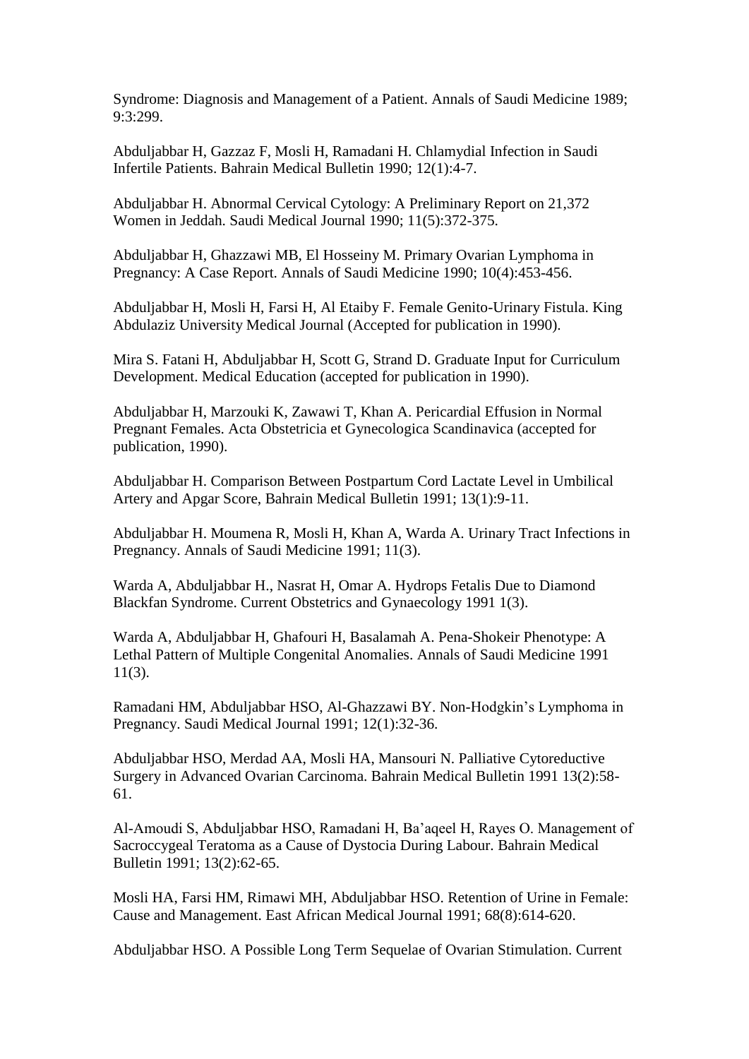Syndrome: Diagnosis and Management of a Patient. Annals of Saudi Medicine 1989; 9:3:299.

Abduljabbar H, Gazzaz F, Mosli H, Ramadani H. Chlamydial Infection in Saudi Infertile Patients. Bahrain Medical Bulletin 1990; 12(1):4-7.

Abduljabbar H. Abnormal Cervical Cytology: A Preliminary Report on 21,372 Women in Jeddah. Saudi Medical Journal 1990; 11(5):372-375.

Abduljabbar H, Ghazzawi MB, El Hosseiny M. Primary Ovarian Lymphoma in Pregnancy: A Case Report. Annals of Saudi Medicine 1990; 10(4):453-456.

Abduljabbar H, Mosli H, Farsi H, Al Etaiby F. Female Genito-Urinary Fistula. King Abdulaziz University Medical Journal (Accepted for publication in 1990).

Mira S. Fatani H, Abduljabbar H, Scott G, Strand D. Graduate Input for Curriculum Development. Medical Education (accepted for publication in 1990).

Abduljabbar H, Marzouki K, Zawawi T, Khan A. Pericardial Effusion in Normal Pregnant Females. Acta Obstetricia et Gynecologica Scandinavica (accepted for publication, 1990).

Abduljabbar H. Comparison Between Postpartum Cord Lactate Level in Umbilical Artery and Apgar Score, Bahrain Medical Bulletin 1991; 13(1):9-11.

Abduljabbar H. Moumena R, Mosli H, Khan A, Warda A. Urinary Tract Infections in Pregnancy. Annals of Saudi Medicine 1991; 11(3).

Warda A, Abduljabbar H., Nasrat H, Omar A. Hydrops Fetalis Due to Diamond Blackfan Syndrome. Current Obstetrics and Gynaecology 1991 1(3).

Warda A, Abduljabbar H, Ghafouri H, Basalamah A. Pena-Shokeir Phenotype: A Lethal Pattern of Multiple Congenital Anomalies. Annals of Saudi Medicine 1991 11(3).

Ramadani HM, Abduljabbar HSO, Al-Ghazzawi BY. Non-Hodgkin's Lymphoma in Pregnancy. Saudi Medical Journal 1991; 12(1):32-36.

Abduljabbar HSO, Merdad AA, Mosli HA, Mansouri N. Palliative Cytoreductive Surgery in Advanced Ovarian Carcinoma. Bahrain Medical Bulletin 1991 13(2):58-61.

Al-Amoudi S, Abduljabbar HSO, Ramadani H, Ba'aqeel H, Rayes O. Management of Sacroccygeal Teratoma as a Cause of Dystocia During Labour. Bahrain Medical Bulletin 1991; 13(2):62-65.

Mosli HA, Farsi HM, Rimawi MH, Abduljabbar HSO. Retention of Urine in Female: Cause and Management. East African Medical Journal 1991; 68(8):614-620.

Abduljabbar HSO. A Possible Long Term Sequelae of Ovarian Stimulation. Current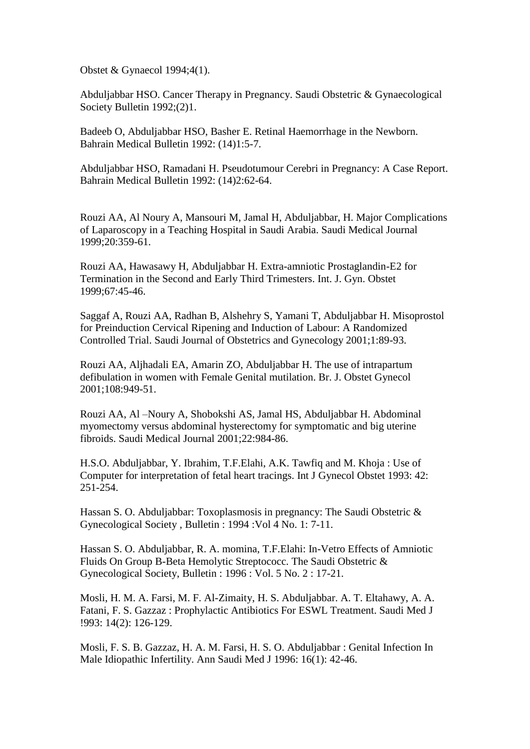Obstet & Gynaecol 1994;4(1).

Abduljabbar HSO. Cancer Therapy in Pregnancy. Saudi Obstetric & Gynaecological Society Bulletin 1992;(2)1.

Badeeb O, Abduljabbar HSO, Basher E. Retinal Haemorrhage in the Newborn. Bahrain Medical Bulletin 1992: (14)1:5-7.

Abduljabbar HSO, Ramadani H. Pseudotumour Cerebri in Pregnancy: A Case Report. Bahrain Medical Bulletin 1992: (14)2:62-64.

Rouzi AA, Al Noury A, Mansouri M, Jamal H, Abduljabbar, H. Major Complications of Laparoscopy in a Teaching Hospital in Saudi Arabia. Saudi Medical Journal 1999;20:359-61.

Rouzi AA, Hawasawy H, Abduljabbar H. Extra-amniotic Prostaglandin-E2 for Termination in the Second and Early Third Trimesters. Int. J. Gyn. Obstet 1999;67:45-46.

Saggaf A, Rouzi AA, Radhan B, Alshehry S, Yamani T, Abduljabbar H. Misoprostol for Preinduction Cervical Ripening and Induction of Labour: A Randomized Controlled Trial. Saudi Journal of Obstetrics and Gynecology 2001;1:89-93.

Rouzi AA, Aljhadali EA, Amarin ZO, Abduljabbar H. The use of intrapartum defibulation in women with Female Genital mutilation. Br. J. Obstet Gynecol 2001;108:949-51.

Rouzi AA, Al –Noury A, Shobokshi AS, Jamal HS, Abduljabbar H. Abdominal myomectomy versus abdominal hysterectomy for symptomatic and big uterine fibroids. Saudi Medical Journal 2001;22:984-86.

H.S.O. Abduljabbar, Y. Ibrahim, T.F.Elahi, A.K. Tawfiq and M. Khoja : Use of Computer for interpretation of fetal heart tracings. Int J Gynecol Obstet 1993: 42: 251-254.

Hassan S. O. Abduljabbar: Toxoplasmosis in pregnancy: The Saudi Obstetric & Gynecological Society , Bulletin : 1994 :Vol 4 No. 1: 7-11.

Hassan S. O. Abduljabbar, R. A. momina, T.F.Elahi: In-Vetro Effects of Amniotic Fluids On Group B-Beta Hemolytic Streptococc. The Saudi Obstetric & Gynecological Society, Bulletin : 1996 : Vol. 5 No. 2 : 17-21.

Mosli, H. M. A. Farsi, M. F. Al-Zimaity, H. S. Abduljabbar. A. T. Eltahawy, A. A. Fatani, F. S. Gazzaz : Prophylactic Antibiotics For ESWL Treatment. Saudi Med J !993: 14(2): 126-129.

Mosli, F. S. B. Gazzaz, H. A. M. Farsi, H. S. O. Abduljabbar : Genital Infection In Male Idiopathic Infertility. Ann Saudi Med J 1996: 16(1): 42-46.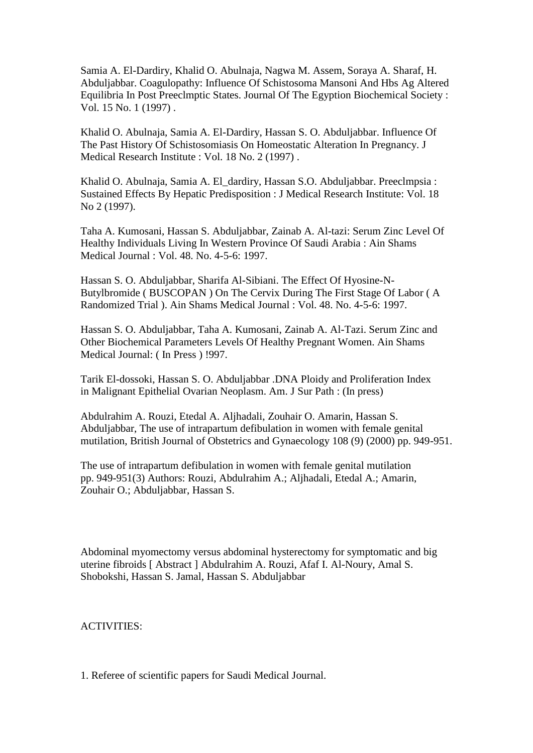Samia A. El-Dardiry, Khalid O. Abulnaja, Nagwa M. Assem, Soraya A. Sharaf, H. Abduljabbar. Coagulopathy: Influence Of Schistosoma Mansoni And Hbs Ag Altered Equilibria In Post Preeclmptic States. Journal Of The Egyption Biochemical Society : Vol. 15 No. 1 (1997) .

Khalid O. Abulnaja, Samia A. El-Dardiry, Hassan S. O. Abduljabbar. Influence Of The Past History Of Schistosomiasis On Homeostatic Alteration In Pregnancy. J Medical Research Institute : Vol. 18 No. 2 (1997) .

Khalid O. Abulnaja, Samia A. El_dardiry, Hassan S.O. Abduljabbar. Preeclmpsia : Sustained Effects By Hepatic Predisposition : J Medical Research Institute: Vol. 18 No 2 (1997).

Taha A. Kumosani, Hassan S. Abduljabbar, Zainab A. Al-tazi: Serum Zinc Level Of Healthy Individuals Living In Western Province Of Saudi Arabia : Ain Shams Medical Journal : Vol. 48. No. 4-5-6: 1997.

Hassan S. O. Abduljabbar, Sharifa Al-Sibiani. The Effect Of Hyosine-N-Butylbromide ( BUSCOPAN ) On The Cervix During The First Stage Of Labor ( A Randomized Trial ). Ain Shams Medical Journal : Vol. 48. No. 4-5-6: 1997.

Hassan S. O. Abduljabbar, Taha A. Kumosani, Zainab A. Al-Tazi. Serum Zinc and Other Biochemical Parameters Levels Of Healthy Pregnant Women. Ain Shams Medical Journal: ( In Press ) !997.

Tarik El-dossoki, Hassan S. O. Abduljabbar .DNA Ploidy and Proliferation Index in Malignant Epithelial Ovarian Neoplasm. Am. J Sur Path : (In press)

Abdulrahim A. Rouzi, Etedal A. Aljhadali, Zouhair O. Amarin, Hassan S. Abduljabbar, The use of intrapartum defibulation in women with female genital mutilation, British Journal of Obstetrics and Gynaecology 108 (9) (2000) pp. 949-951.

The use of intrapartum defibulation in women with female genital mutilation pp. 949-951(3) Authors: Rouzi, Abdulrahim A.; Aljhadali, Etedal A.; Amarin, Zouhair O.; Abduljabbar, Hassan S.

Abdominal myomectomy versus abdominal hysterectomy for symptomatic and big uterine fibroids [ Abstract ] Abdulrahim A. Rouzi, Afaf I. Al-Noury, Amal S. Shobokshi, Hassan S. Jamal, Hassan S. Abduljabbar

ACTIVITIES:

1. Referee of scientific papers for Saudi Medical Journal.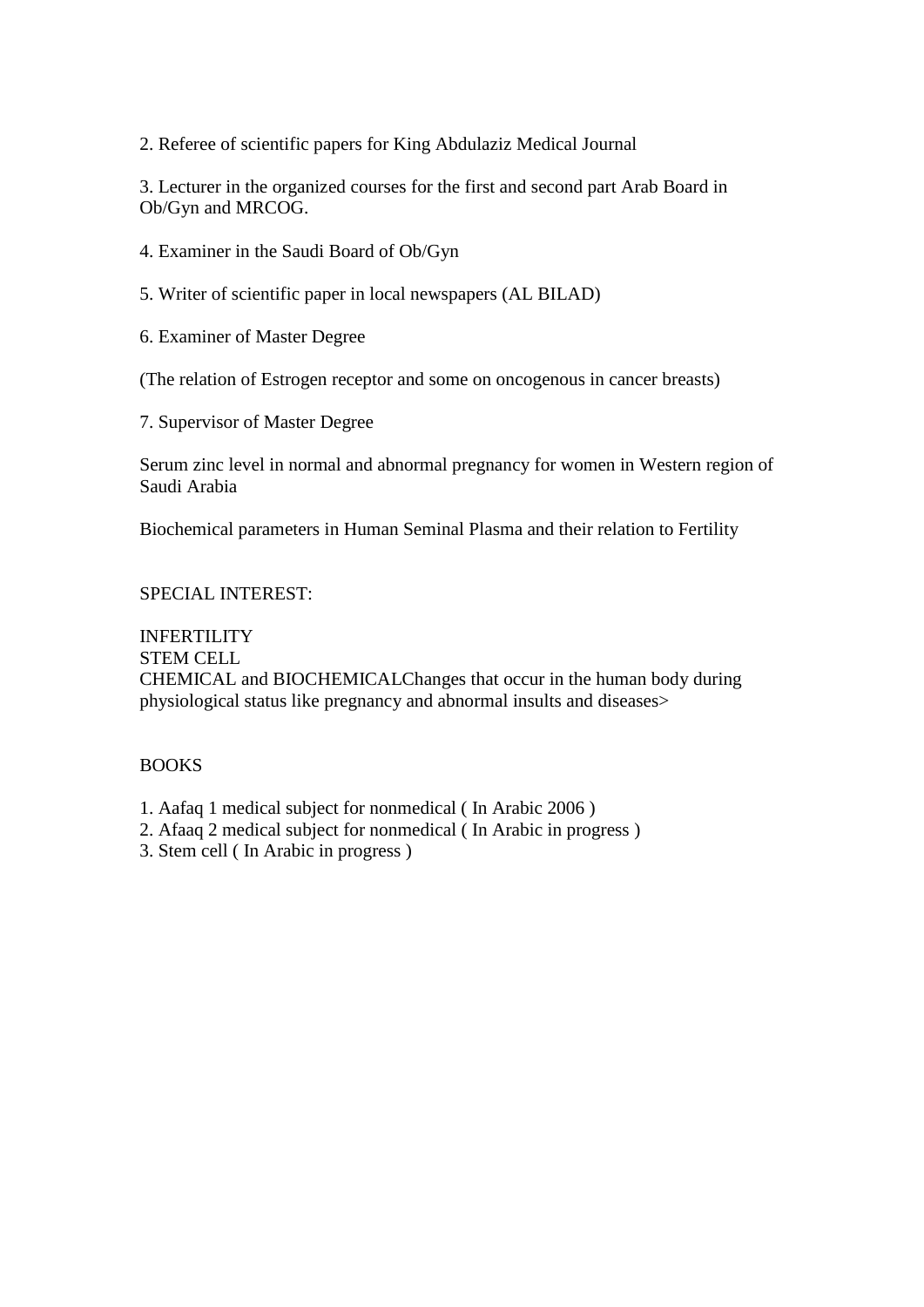2. Referee of scientific papers for King Abdulaziz Medical Journal

3. Lecturer in the organized courses for the first and second part Arab Board in Ob/Gyn and MRCOG.

4. Examiner in the Saudi Board of Ob/Gyn

5. Writer of scientific paper in local newspapers (AL BILAD)

6. Examiner of Master Degree

(The relation of Estrogen receptor and some on oncogenous in cancer breasts)

7. Supervisor of Master Degree

Serum zinc level in normal and abnormal pregnancy for women in Western region of Saudi Arabia

Biochemical parameters in Human Seminal Plasma and their relation to Fertility

SPECIAL INTEREST:

INFERTILITY
STEM CELL
CHEMICAL and BIOCHEMICALChanges that occur in the human body during physiological status like pregnancy and abnormal insults and diseases>

BOOKS

1. Aafaq 1 medical subject for nonmedical ( In Arabic 2006 )
2. Afaaq 2 medical subject for nonmedical ( In Arabic in progress )
3. Stem cell ( In Arabic in progress )